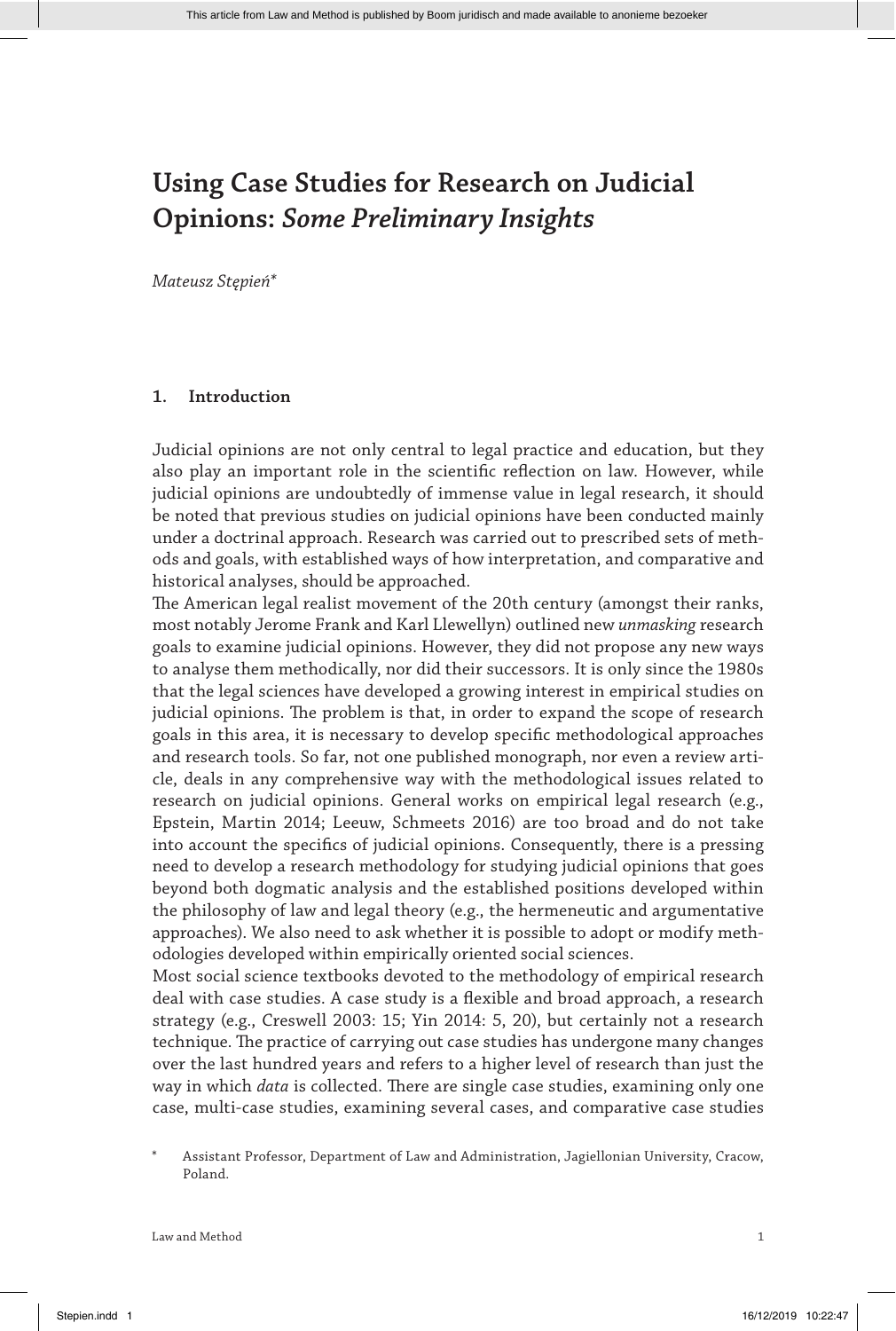# Using Case Studies for Research on Judicial Opinions: *Some Preliminary Insights*

*Mateusz Stępień**

## 1. Introduction

Judicial opinions are not only central to legal practice and education, but they also play an important role in the scientific reflection on law. However, while judicial opinions are undoubtedly of immense value in legal research, it should be noted that previous studies on judicial opinions have been conducted mainly under a doctrinal approach. Research was carried out to prescribed sets of methods and goals, with established ways of how interpretation, and comparative and historical analyses, should be approached.

The American legal realist movement of the 20th century (amongst their ranks, most notably Jerome Frank and Karl Llewellyn) outlined new *unmasking* research goals to examine judicial opinions. However, they did not propose any new ways to analyse them methodically, nor did their successors. It is only since the 1980s that the legal sciences have developed a growing interest in empirical studies on judicial opinions. The problem is that, in order to expand the scope of research goals in this area, it is necessary to develop specific methodological approaches and research tools. So far, not one published monograph, nor even a review article, deals in any comprehensive way with the methodological issues related to research on judicial opinions. General works on empirical legal research (e.g., Epstein, Martin 2014; Leeuw, Schmeets 2016) are too broad and do not take into account the specifics of judicial opinions. Consequently, there is a pressing need to develop a research methodology for studying judicial opinions that goes beyond both dogmatic analysis and the established positions developed within the philosophy of law and legal theory (e.g., the hermeneutic and argumentative approaches). We also need to ask whether it is possible to adopt or modify methodologies developed within empirically oriented social sciences.

Most social science textbooks devoted to the methodology of empirical research deal with case studies. A case study is a flexible and broad approach, a research strategy (e.g., Creswell 2003: 15; Yin 2014: 5, 20), but certainly not a research technique. The practice of carrying out case studies has undergone many changes over the last hundred years and refers to a higher level of research than just the way in which *data* is collected. There are single case studies, examining only one case, multi-case studies, examining several cases, and comparative case studies

\* Assistant Professor, Department of Law and Administration, Jagiellonian University, Cracow, Poland.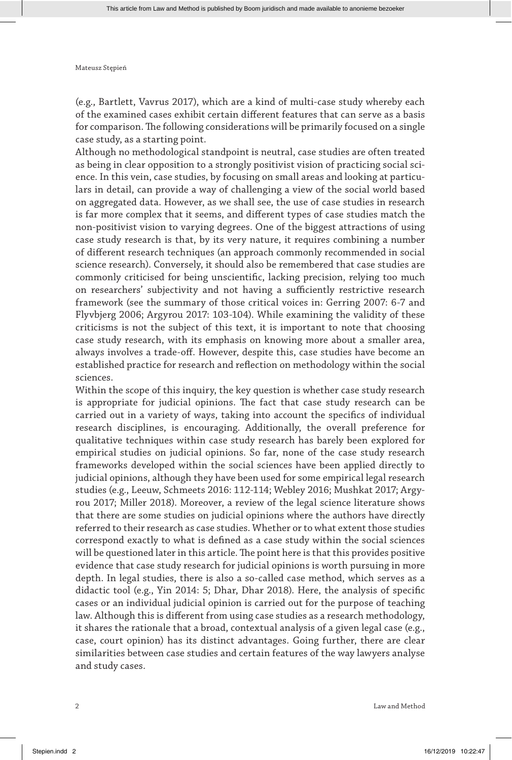(e.g., Bartlett, Vavrus 2017), which are a kind of multi-case study whereby each of the examined cases exhibit certain different features that can serve as a basis for comparison. The following considerations will be primarily focused on a single case study, as a starting point.

Although no methodological standpoint is neutral, case studies are often treated as being in clear opposition to a strongly positivist vision of practicing social science. In this vein, case studies, by focusing on small areas and looking at particulars in detail, can provide a way of challenging a view of the social world based on aggregated data. However, as we shall see, the use of case studies in research is far more complex that it seems, and different types of case studies match the non-positivist vision to varying degrees. One of the biggest attractions of using case study research is that, by its very nature, it requires combining a number of different research techniques (an approach commonly recommended in social science research). Conversely, it should also be remembered that case studies are commonly criticised for being unscientific, lacking precision, relying too much on researchers' subjectivity and not having a sufficiently restrictive research framework (see the summary of those critical voices in: Gerring 2007: 6-7 and Flyvbjerg 2006; Argyrou 2017: 103-104). While examining the validity of these criticisms is not the subject of this text, it is important to note that choosing case study research, with its emphasis on knowing more about a smaller area, always involves a trade-off. However, despite this, case studies have become an established practice for research and reflection on methodology within the social sciences.

Within the scope of this inquiry, the key question is whether case study research is appropriate for judicial opinions. The fact that case study research can be carried out in a variety of ways, taking into account the specifics of individual research disciplines, is encouraging. Additionally, the overall preference for qualitative techniques within case study research has barely been explored for empirical studies on judicial opinions. So far, none of the case study research frameworks developed within the social sciences have been applied directly to judicial opinions, although they have been used for some empirical legal research studies (e.g., Leeuw, Schmeets 2016: 112-114; Webley 2016; Mushkat 2017; Argyrou 2017; Miller 2018). Moreover, a review of the legal science literature shows that there are some studies on judicial opinions where the authors have directly referred to their research as case studies. Whether or to what extent those studies correspond exactly to what is defined as a case study within the social sciences will be questioned later in this article. The point here is that this provides positive evidence that case study research for judicial opinions is worth pursuing in more depth. In legal studies, there is also a so-called case method, which serves as a didactic tool (e.g., Yin 2014: 5; Dhar, Dhar 2018). Here, the analysis of specific cases or an individual judicial opinion is carried out for the purpose of teaching law. Although this is different from using case studies as a research methodology, it shares the rationale that a broad, contextual analysis of a given legal case (e.g., case, court opinion) has its distinct advantages. Going further, there are clear similarities between case studies and certain features of the way lawyers analyse and study cases.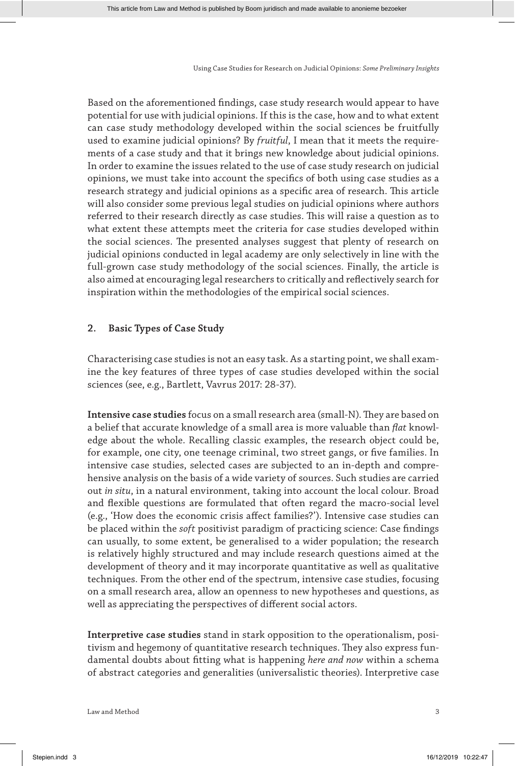Based on the aforementioned findings, case study research would appear to have potential for use with judicial opinions. If this is the case, how and to what extent can case study methodology developed within the social sciences be fruitfully used to examine judicial opinions? By *fruitful*, I mean that it meets the requirements of a case study and that it brings new knowledge about judicial opinions. In order to examine the issues related to the use of case study research on judicial opinions, we must take into account the specifics of both using case studies as a research strategy and judicial opinions as a specific area of research. This article will also consider some previous legal studies on judicial opinions where authors referred to their research directly as case studies. This will raise a question as to what extent these attempts meet the criteria for case studies developed within the social sciences. The presented analyses suggest that plenty of research on judicial opinions conducted in legal academy are only selectively in line with the full-grown case study methodology of the social sciences. Finally, the article is also aimed at encouraging legal researchers to critically and reflectively search for inspiration within the methodologies of the empirical social sciences.

## 2. Basic Types of Case Study

Characterising case studies is not an easy task. As a starting point, we shall examine the key features of three types of case studies developed within the social sciences (see, e.g., Bartlett, Vavrus 2017: 28-37).

**Intensive case studies** focus on a small research area (small-N). They are based on a belief that accurate knowledge of a small area is more valuable than *flat* knowledge about the whole. Recalling classic examples, the research object could be, for example, one city, one teenage criminal, two street gangs, or five families. In intensive case studies, selected cases are subjected to an in-depth and comprehensive analysis on the basis of a wide variety of sources. Such studies are carried out *in situ*, in a natural environment, taking into account the local colour. Broad and flexible questions are formulated that often regard the macro-social level (e.g., 'How does the economic crisis affect families?'). Intensive case studies can be placed within the *soft* positivist paradigm of practicing science: Case findings can usually, to some extent, be generalised to a wider population; the research is relatively highly structured and may include research questions aimed at the development of theory and it may incorporate quantitative as well as qualitative techniques. From the other end of the spectrum, intensive case studies, focusing on a small research area, allow an openness to new hypotheses and questions, as well as appreciating the perspectives of different social actors.

**Interpretive case studies** stand in stark opposition to the operationalism, positivism and hegemony of quantitative research techniques. They also express fundamental doubts about fitting what is happening *here and now* within a schema of abstract categories and generalities (universalistic theories). Interpretive case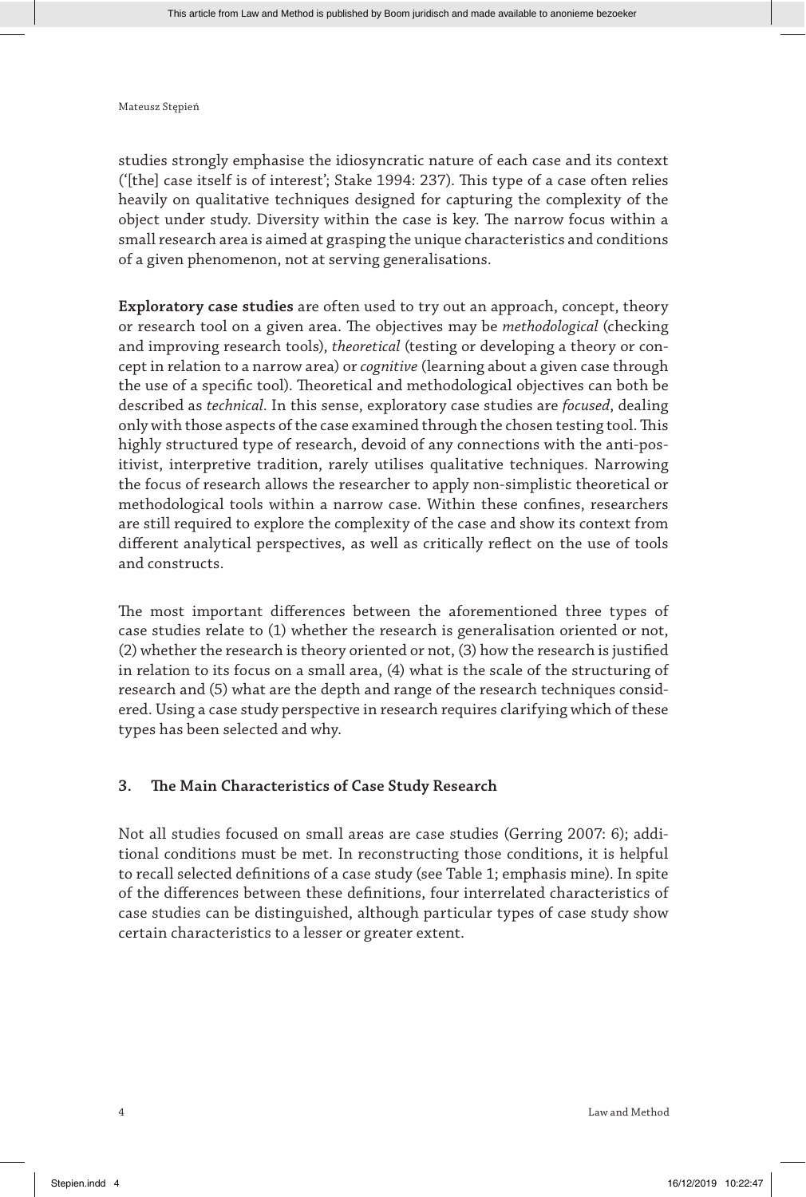studies strongly emphasise the idiosyncratic nature of each case and its context ('[the] case itself is of interest'; Stake 1994: 237). This type of a case often relies heavily on qualitative techniques designed for capturing the complexity of the object under study. Diversity within the case is key. The narrow focus within a small research area is aimed at grasping the unique characteristics and conditions of a given phenomenon, not at serving generalisations.

**Exploratory case studies** are often used to try out an approach, concept, theory or research tool on a given area. The objectives may be *methodological* (checking and improving research tools), *theoretical* (testing or developing a theory or concept in relation to a narrow area) or *cognitive* (learning about a given case through the use of a specific tool). Theoretical and methodological objectives can both be described as *technical*. In this sense, exploratory case studies are *focused*, dealing only with those aspects of the case examined through the chosen testing tool. This highly structured type of research, devoid of any connections with the anti-positivist, interpretive tradition, rarely utilises qualitative techniques. Narrowing the focus of research allows the researcher to apply non-simplistic theoretical or methodological tools within a narrow case. Within these confines, researchers are still required to explore the complexity of the case and show its context from different analytical perspectives, as well as critically reflect on the use of tools and constructs.

The most important differences between the aforementioned three types of case studies relate to (1) whether the research is generalisation oriented or not, (2) whether the research is theory oriented or not, (3) how the research is justified in relation to its focus on a small area, (4) what is the scale of the structuring of research and (5) what are the depth and range of the research techniques considered. Using a case study perspective in research requires clarifying which of these types has been selected and why.

## 3. The Main Characteristics of Case Study Research

Not all studies focused on small areas are case studies (Gerring 2007: 6); additional conditions must be met. In reconstructing those conditions, it is helpful to recall selected definitions of a case study (see Table 1; emphasis mine). In spite of the differences between these definitions, four interrelated characteristics of case studies can be distinguished, although particular types of case study show certain characteristics to a lesser or greater extent.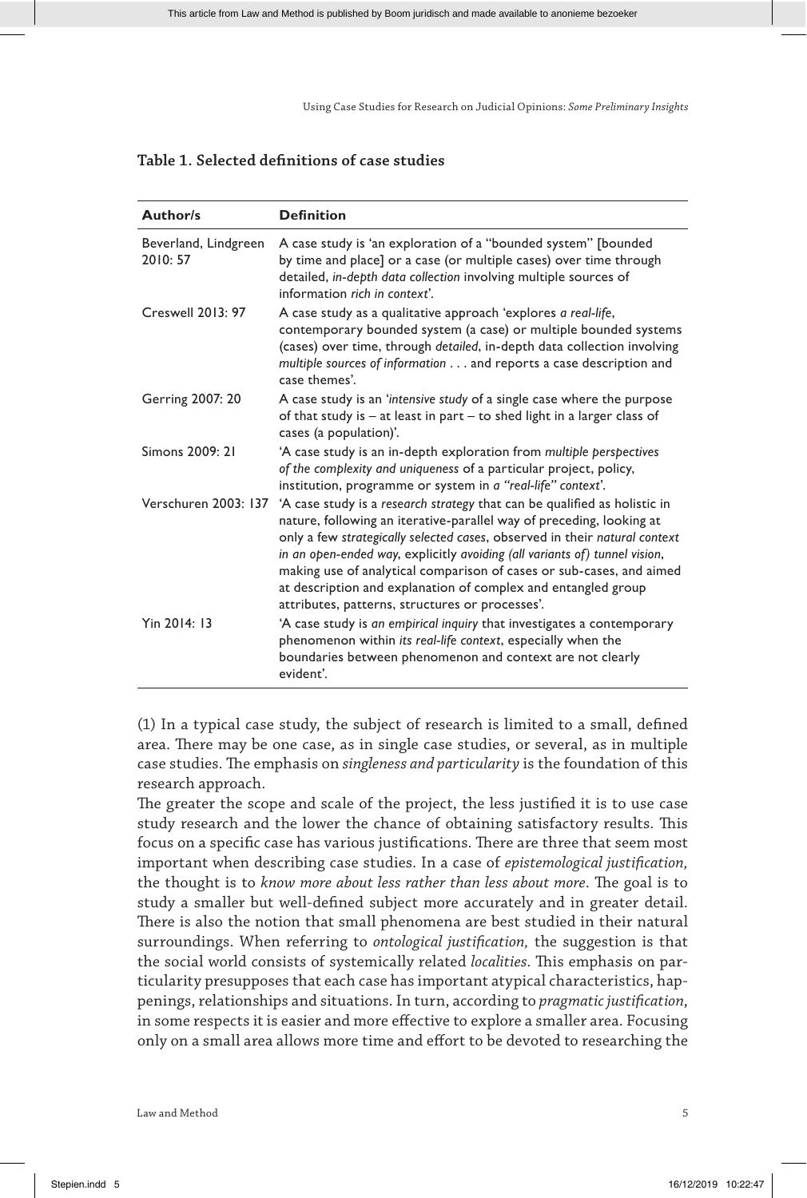**Table 1. Selected definitions of case studies**

| Author/s | Definition |
|---|---|
| Beverland, Lindgreen 2010: 57 | A case study is 'an exploration of a "bounded system" [bounded by time and place] or a case (or multiple cases) over time through detailed, *in-depth data collection* involving multiple sources of information *rich in context*'. |
| Creswell 2013: 97 | A case study as a qualitative approach 'explores *a real-life*, contemporary bounded system (a case) or multiple bounded systems (cases) over time, through *detailed*, in-depth data collection involving *multiple sources of information* . . . and reports a case description and case themes'. |
| Gerring 2007: 20 | A case study is an '*intensive study* of a single case where the purpose of that study is – at least in part – to shed light in a larger class of cases (a population)'. |
| Simons 2009: 21 | 'A case study is an in-depth exploration from *multiple perspectives of the complexity and uniqueness* of a particular project, policy, institution, programme or system in *a "real-life" context*'. |
| Verschuren 2003: 137 | 'A case study is a *research strategy* that can be qualified as holistic in nature, following an iterative-parallel way of preceding, looking at only a few *strategically selected cases*, observed in their *natural context in an open-ended way*, explicitly *avoiding (all variants of) tunnel vision*, making use of analytical comparison of cases or sub-cases, and aimed at description and explanation of complex and entangled group attributes, patterns, structures or processes'. |
| Yin 2014: 13 | 'A case study is *an empirical inquiry* that investigates a contemporary phenomenon within *its real-life context*, especially when the boundaries between phenomenon and context are not clearly evident'. |

(1) In a typical case study, the subject of research is limited to a small, defined area. There may be one case, as in single case studies, or several, as in multiple case studies. The emphasis on *singleness and particularity* is the foundation of this research approach.

The greater the scope and scale of the project, the less justified it is to use case study research and the lower the chance of obtaining satisfactory results. This focus on a specific case has various justifications. There are three that seem most important when describing case studies. In a case of *epistemological justification,* the thought is to *know more about less rather than less about more*. The goal is to study a smaller but well-defined subject more accurately and in greater detail. There is also the notion that small phenomena are best studied in their natural surroundings. When referring to *ontological justification,* the suggestion is that the social world consists of systemically related *localities*. This emphasis on particularity presupposes that each case has important atypical characteristics, happenings, relationships and situations. In turn, according to *pragmatic justification*, in some respects it is easier and more effective to explore a smaller area. Focusing only on a small area allows more time and effort to be devoted to researching the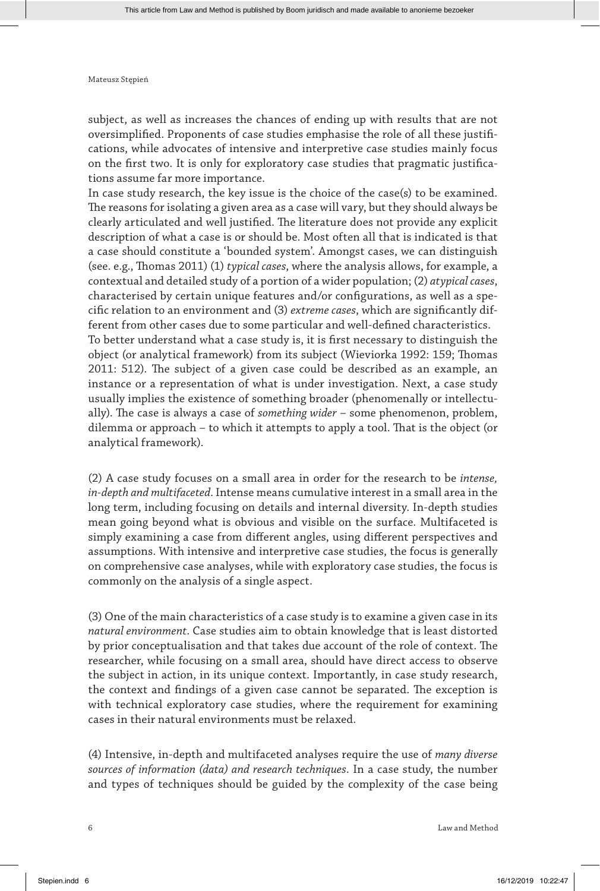subject, as well as increases the chances of ending up with results that are not oversimplified. Proponents of case studies emphasise the role of all these justifications, while advocates of intensive and interpretive case studies mainly focus on the first two. It is only for exploratory case studies that pragmatic justifications assume far more importance.

In case study research, the key issue is the choice of the case(s) to be examined. The reasons for isolating a given area as a case will vary, but they should always be clearly articulated and well justified. The literature does not provide any explicit description of what a case is or should be. Most often all that is indicated is that a case should constitute a 'bounded system'. Amongst cases, we can distinguish (see. e.g., Thomas 2011) (1) *typical cases*, where the analysis allows, for example, a contextual and detailed study of a portion of a wider population; (2) *atypical cases*, characterised by certain unique features and/or configurations, as well as a specific relation to an environment and (3) *extreme cases*, which are significantly different from other cases due to some particular and well-defined characteristics.

To better understand what a case study is, it is first necessary to distinguish the object (or analytical framework) from its subject (Wieviorka 1992: 159; Thomas 2011: 512). The subject of a given case could be described as an example, an instance or a representation of what is under investigation. Next, a case study usually implies the existence of something broader (phenomenally or intellectually). The case is always a case of *something wider* – some phenomenon, problem, dilemma or approach – to which it attempts to apply a tool. That is the object (or analytical framework).

(2) A case study focuses on a small area in order for the research to be *intense, in-depth and multifaceted*. Intense means cumulative interest in a small area in the long term, including focusing on details and internal diversity. In-depth studies mean going beyond what is obvious and visible on the surface. Multifaceted is simply examining a case from different angles, using different perspectives and assumptions. With intensive and interpretive case studies, the focus is generally on comprehensive case analyses, while with exploratory case studies, the focus is commonly on the analysis of a single aspect.

(3) One of the main characteristics of a case study is to examine a given case in its *natural environment*. Case studies aim to obtain knowledge that is least distorted by prior conceptualisation and that takes due account of the role of context. The researcher, while focusing on a small area, should have direct access to observe the subject in action, in its unique context. Importantly, in case study research, the context and findings of a given case cannot be separated. The exception is with technical exploratory case studies, where the requirement for examining cases in their natural environments must be relaxed.

(4) Intensive, in-depth and multifaceted analyses require the use of *many diverse sources of information (data) and research techniques*. In a case study, the number and types of techniques should be guided by the complexity of the case being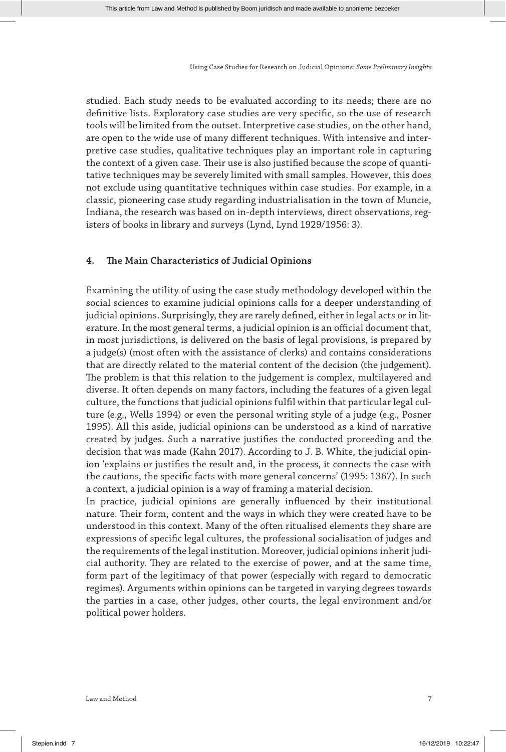studied. Each study needs to be evaluated according to its needs; there are no definitive lists. Exploratory case studies are very specific, so the use of research tools will be limited from the outset. Interpretive case studies, on the other hand, are open to the wide use of many different techniques. With intensive and interpretive case studies, qualitative techniques play an important role in capturing the context of a given case. Their use is also justified because the scope of quantitative techniques may be severely limited with small samples. However, this does not exclude using quantitative techniques within case studies. For example, in a classic, pioneering case study regarding industrialisation in the town of Muncie, Indiana, the research was based on in-depth interviews, direct observations, registers of books in library and surveys (Lynd, Lynd 1929/1956: 3).

## 4. The Main Characteristics of Judicial Opinions

Examining the utility of using the case study methodology developed within the social sciences to examine judicial opinions calls for a deeper understanding of judicial opinions. Surprisingly, they are rarely defined, either in legal acts or in literature. In the most general terms, a judicial opinion is an official document that, in most jurisdictions, is delivered on the basis of legal provisions, is prepared by a judge(s) (most often with the assistance of clerks) and contains considerations that are directly related to the material content of the decision (the judgement). The problem is that this relation to the judgement is complex, multilayered and diverse. It often depends on many factors, including the features of a given legal culture, the functions that judicial opinions fulfil within that particular legal culture (e.g., Wells 1994) or even the personal writing style of a judge (e.g., Posner 1995). All this aside, judicial opinions can be understood as a kind of narrative created by judges. Such a narrative justifies the conducted proceeding and the decision that was made (Kahn 2017). According to J. B. White, the judicial opinion 'explains or justifies the result and, in the process, it connects the case with the cautions, the specific facts with more general concerns' (1995: 1367). In such a context, a judicial opinion is a way of framing a material decision.

In practice, judicial opinions are generally influenced by their institutional nature. Their form, content and the ways in which they were created have to be understood in this context. Many of the often ritualised elements they share are expressions of specific legal cultures, the professional socialisation of judges and the requirements of the legal institution. Moreover, judicial opinions inherit judicial authority. They are related to the exercise of power, and at the same time, form part of the legitimacy of that power (especially with regard to democratic regimes). Arguments within opinions can be targeted in varying degrees towards the parties in a case, other judges, other courts, the legal environment and/or political power holders.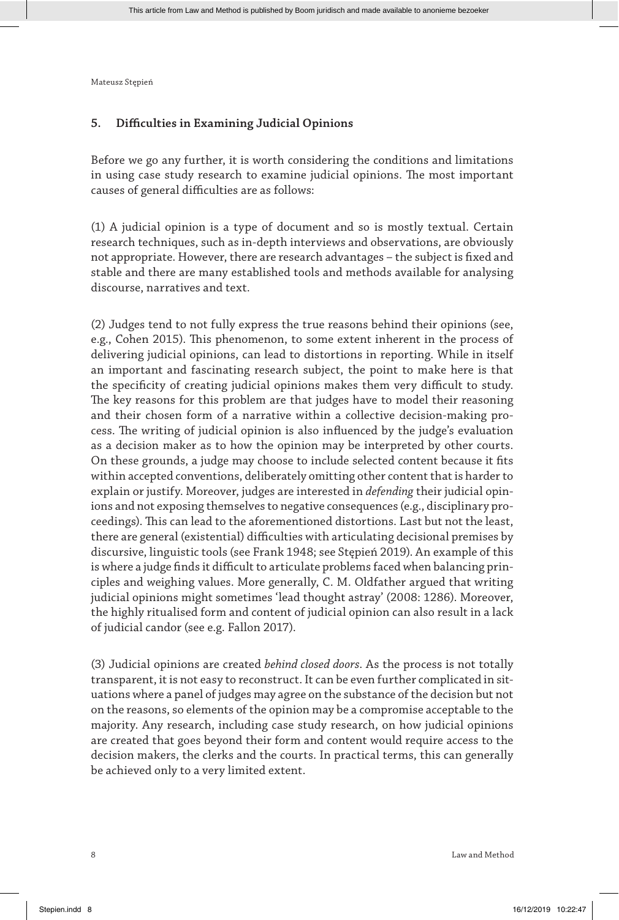## 5. Difficulties in Examining Judicial Opinions

Before we go any further, it is worth considering the conditions and limitations in using case study research to examine judicial opinions. The most important causes of general difficulties are as follows:

(1) A judicial opinion is a type of document and so is mostly textual. Certain research techniques, such as in-depth interviews and observations, are obviously not appropriate. However, there are research advantages – the subject is fixed and stable and there are many established tools and methods available for analysing discourse, narratives and text.

(2) Judges tend to not fully express the true reasons behind their opinions (see, e.g., Cohen 2015). This phenomenon, to some extent inherent in the process of delivering judicial opinions, can lead to distortions in reporting. While in itself an important and fascinating research subject, the point to make here is that the specificity of creating judicial opinions makes them very difficult to study. The key reasons for this problem are that judges have to model their reasoning and their chosen form of a narrative within a collective decision-making process. The writing of judicial opinion is also influenced by the judge's evaluation as a decision maker as to how the opinion may be interpreted by other courts. On these grounds, a judge may choose to include selected content because it fits within accepted conventions, deliberately omitting other content that is harder to explain or justify. Moreover, judges are interested in *defending* their judicial opinions and not exposing themselves to negative consequences (e.g., disciplinary proceedings). This can lead to the aforementioned distortions. Last but not the least, there are general (existential) difficulties with articulating decisional premises by discursive, linguistic tools (see Frank 1948; see Stępień 2019). An example of this is where a judge finds it difficult to articulate problems faced when balancing principles and weighing values. More generally, C. M. Oldfather argued that writing judicial opinions might sometimes 'lead thought astray' (2008: 1286). Moreover, the highly ritualised form and content of judicial opinion can also result in a lack of judicial candor (see e.g. Fallon 2017).

(3) Judicial opinions are created *behind closed doors*. As the process is not totally transparent, it is not easy to reconstruct. It can be even further complicated in situations where a panel of judges may agree on the substance of the decision but not on the reasons, so elements of the opinion may be a compromise acceptable to the majority. Any research, including case study research, on how judicial opinions are created that goes beyond their form and content would require access to the decision makers, the clerks and the courts. In practical terms, this can generally be achieved only to a very limited extent.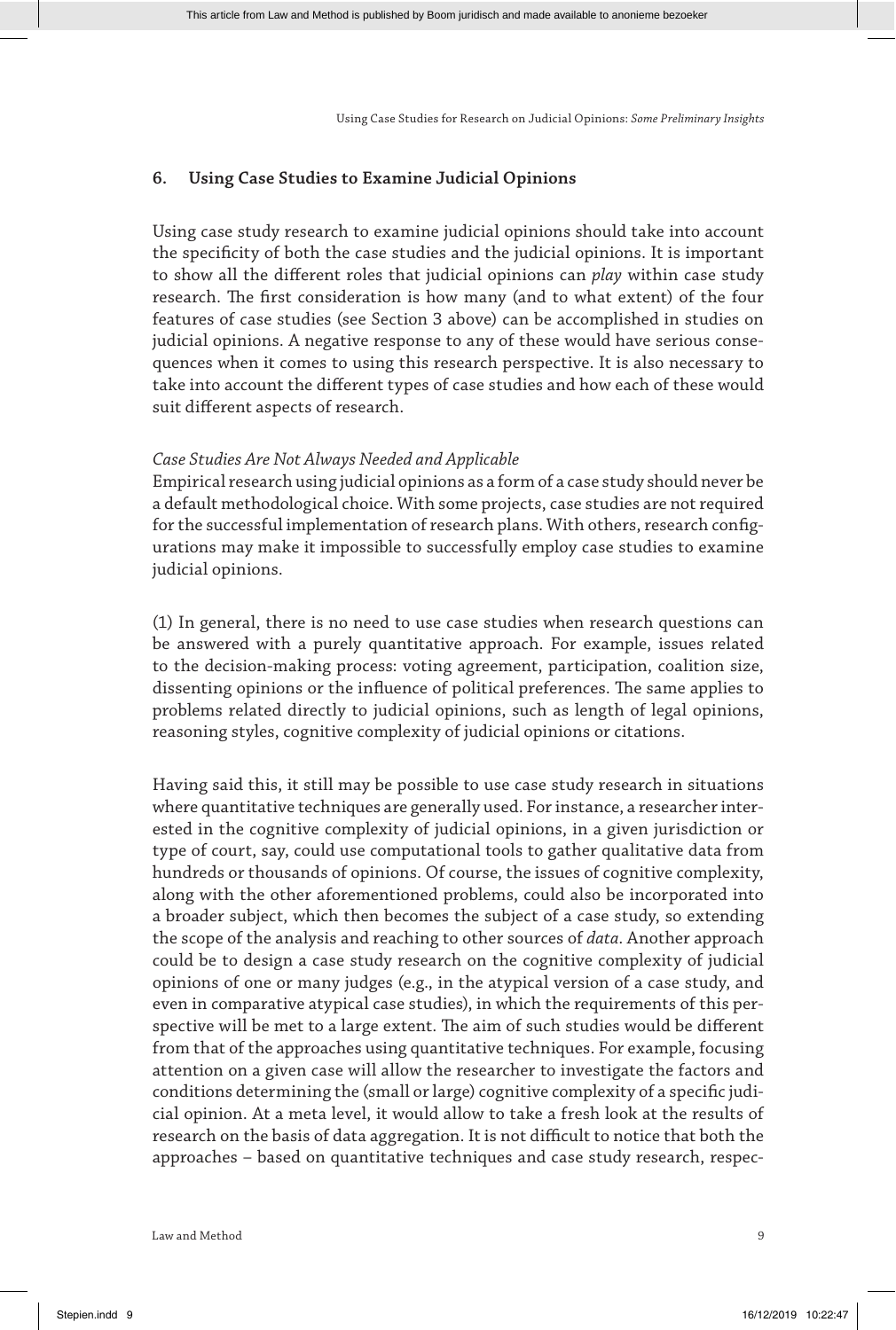## 6. Using Case Studies to Examine Judicial Opinions

Using case study research to examine judicial opinions should take into account the specificity of both the case studies and the judicial opinions. It is important to show all the different roles that judicial opinions can *play* within case study research. The first consideration is how many (and to what extent) of the four features of case studies (see Section 3 above) can be accomplished in studies on judicial opinions. A negative response to any of these would have serious consequences when it comes to using this research perspective. It is also necessary to take into account the different types of case studies and how each of these would suit different aspects of research.

*Case Studies Are Not Always Needed and Applicable*

Empirical research using judicial opinions as a form of a case study should never be a default methodological choice. With some projects, case studies are not required for the successful implementation of research plans. With others, research configurations may make it impossible to successfully employ case studies to examine judicial opinions.

(1) In general, there is no need to use case studies when research questions can be answered with a purely quantitative approach. For example, issues related to the decision-making process: voting agreement, participation, coalition size, dissenting opinions or the influence of political preferences. The same applies to problems related directly to judicial opinions, such as length of legal opinions, reasoning styles, cognitive complexity of judicial opinions or citations.

Having said this, it still may be possible to use case study research in situations where quantitative techniques are generally used. For instance, a researcher interested in the cognitive complexity of judicial opinions, in a given jurisdiction or type of court, say, could use computational tools to gather qualitative data from hundreds or thousands of opinions. Of course, the issues of cognitive complexity, along with the other aforementioned problems, could also be incorporated into a broader subject, which then becomes the subject of a case study, so extending the scope of the analysis and reaching to other sources of *data*. Another approach could be to design a case study research on the cognitive complexity of judicial opinions of one or many judges (e.g., in the atypical version of a case study, and even in comparative atypical case studies), in which the requirements of this perspective will be met to a large extent. The aim of such studies would be different from that of the approaches using quantitative techniques. For example, focusing attention on a given case will allow the researcher to investigate the factors and conditions determining the (small or large) cognitive complexity of a specific judicial opinion. At a meta level, it would allow to take a fresh look at the results of research on the basis of data aggregation. It is not difficult to notice that both the approaches – based on quantitative techniques and case study research, respec-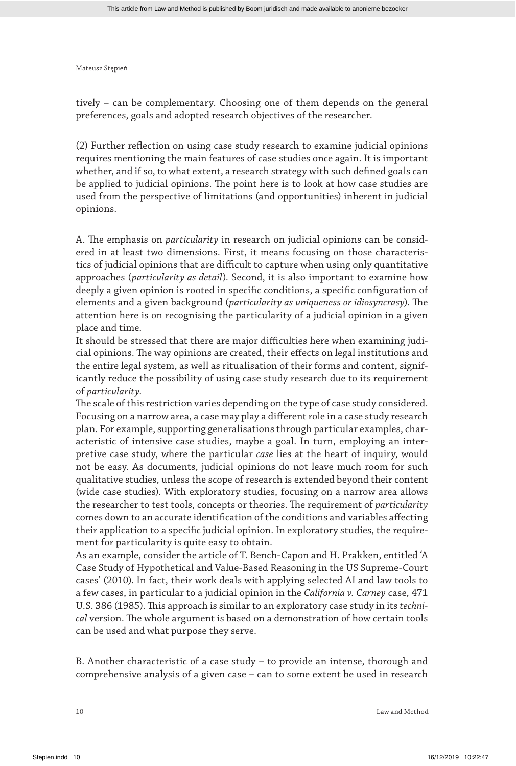tively – can be complementary. Choosing one of them depends on the general preferences, goals and adopted research objectives of the researcher.

(2) Further reflection on using case study research to examine judicial opinions requires mentioning the main features of case studies once again. It is important whether, and if so, to what extent, a research strategy with such defined goals can be applied to judicial opinions. The point here is to look at how case studies are used from the perspective of limitations (and opportunities) inherent in judicial opinions.

A. The emphasis on *particularity* in research on judicial opinions can be considered in at least two dimensions. First, it means focusing on those characteristics of judicial opinions that are difficult to capture when using only quantitative approaches (*particularity as detail*). Second, it is also important to examine how deeply a given opinion is rooted in specific conditions, a specific configuration of elements and a given background (*particularity as uniqueness or idiosyncrasy*). The attention here is on recognising the particularity of a judicial opinion in a given place and time.

It should be stressed that there are major difficulties here when examining judicial opinions. The way opinions are created, their effects on legal institutions and the entire legal system, as well as ritualisation of their forms and content, significantly reduce the possibility of using case study research due to its requirement of *particularity*.

The scale of this restriction varies depending on the type of case study considered. Focusing on a narrow area, a case may play a different role in a case study research plan. For example, supporting generalisations through particular examples, characteristic of intensive case studies, maybe a goal. In turn, employing an interpretive case study, where the particular *case* lies at the heart of inquiry, would not be easy. As documents, judicial opinions do not leave much room for such qualitative studies, unless the scope of research is extended beyond their content (wide case studies). With exploratory studies, focusing on a narrow area allows the researcher to test tools, concepts or theories. The requirement of *particularity* comes down to an accurate identification of the conditions and variables affecting their application to a specific judicial opinion. In exploratory studies, the requirement for particularity is quite easy to obtain.

As an example, consider the article of T. Bench-Capon and H. Prakken, entitled 'A Case Study of Hypothetical and Value-Based Reasoning in the US Supreme-Court cases' (2010). In fact, their work deals with applying selected AI and law tools to a few cases, in particular to a judicial opinion in the *California v. Carney* case, 471 U.S. 386 (1985). This approach is similar to an exploratory case study in its *technical* version. The whole argument is based on a demonstration of how certain tools can be used and what purpose they serve.

B. Another characteristic of a case study – to provide an intense, thorough and comprehensive analysis of a given case – can to some extent be used in research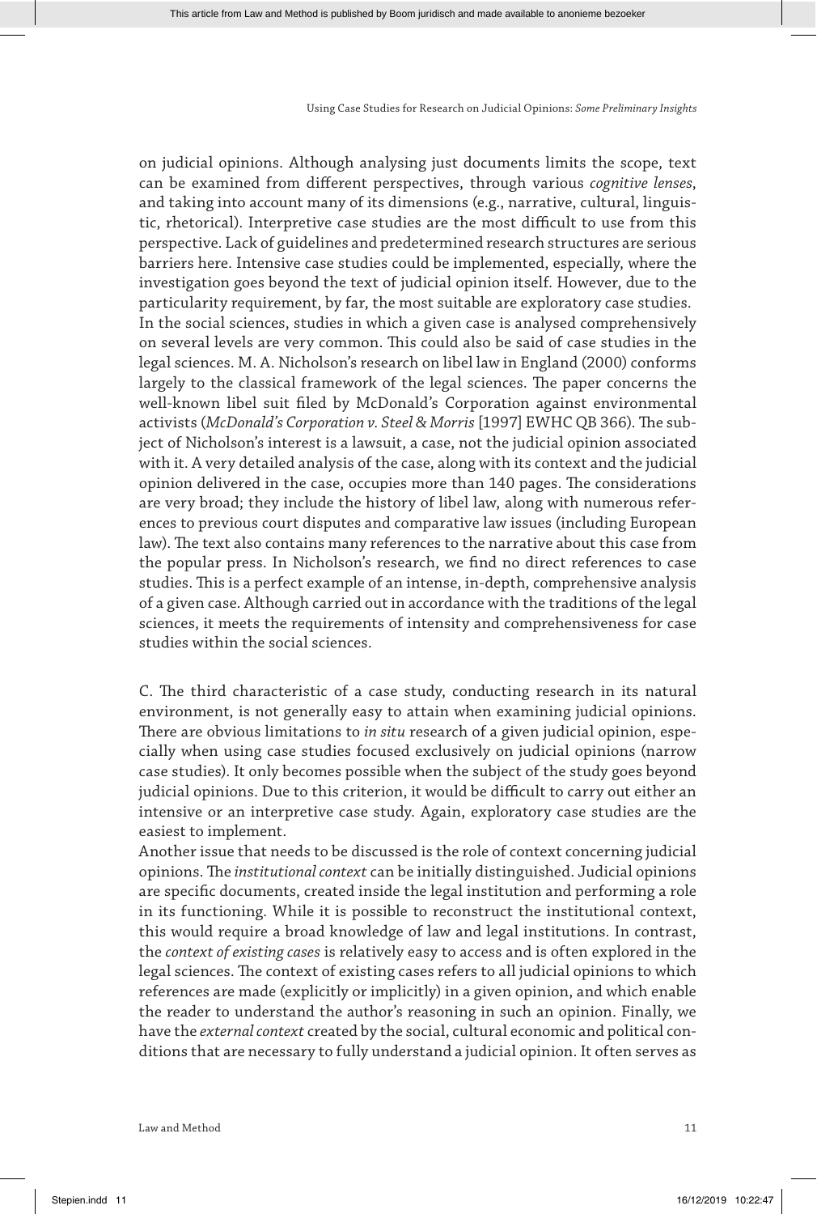on judicial opinions. Although analysing just documents limits the scope, text can be examined from different perspectives, through various *cognitive lenses*, and taking into account many of its dimensions (e.g., narrative, cultural, linguistic, rhetorical). Interpretive case studies are the most difficult to use from this perspective. Lack of guidelines and predetermined research structures are serious barriers here. Intensive case studies could be implemented, especially, where the investigation goes beyond the text of judicial opinion itself. However, due to the particularity requirement, by far, the most suitable are exploratory case studies.

In the social sciences, studies in which a given case is analysed comprehensively on several levels are very common. This could also be said of case studies in the legal sciences. M. A. Nicholson's research on libel law in England (2000) conforms largely to the classical framework of the legal sciences. The paper concerns the well-known libel suit filed by McDonald's Corporation against environmental activists (*McDonald's Corporation v. Steel & Morris* [1997] EWHC QB 366). The subject of Nicholson's interest is a lawsuit, a case, not the judicial opinion associated with it. A very detailed analysis of the case, along with its context and the judicial opinion delivered in the case, occupies more than 140 pages. The considerations are very broad; they include the history of libel law, along with numerous references to previous court disputes and comparative law issues (including European law). The text also contains many references to the narrative about this case from the popular press. In Nicholson's research, we find no direct references to case studies. This is a perfect example of an intense, in-depth, comprehensive analysis of a given case. Although carried out in accordance with the traditions of the legal sciences, it meets the requirements of intensity and comprehensiveness for case studies within the social sciences.

C. The third characteristic of a case study, conducting research in its natural environment, is not generally easy to attain when examining judicial opinions. There are obvious limitations to *in situ* research of a given judicial opinion, especially when using case studies focused exclusively on judicial opinions (narrow case studies). It only becomes possible when the subject of the study goes beyond judicial opinions. Due to this criterion, it would be difficult to carry out either an intensive or an interpretive case study. Again, exploratory case studies are the easiest to implement.

Another issue that needs to be discussed is the role of context concerning judicial opinions. The *institutional context* can be initially distinguished. Judicial opinions are specific documents, created inside the legal institution and performing a role in its functioning. While it is possible to reconstruct the institutional context, this would require a broad knowledge of law and legal institutions. In contrast, the *context of existing cases* is relatively easy to access and is often explored in the legal sciences. The context of existing cases refers to all judicial opinions to which references are made (explicitly or implicitly) in a given opinion, and which enable the reader to understand the author's reasoning in such an opinion. Finally, we have the *external context* created by the social, cultural economic and political conditions that are necessary to fully understand a judicial opinion. It often serves as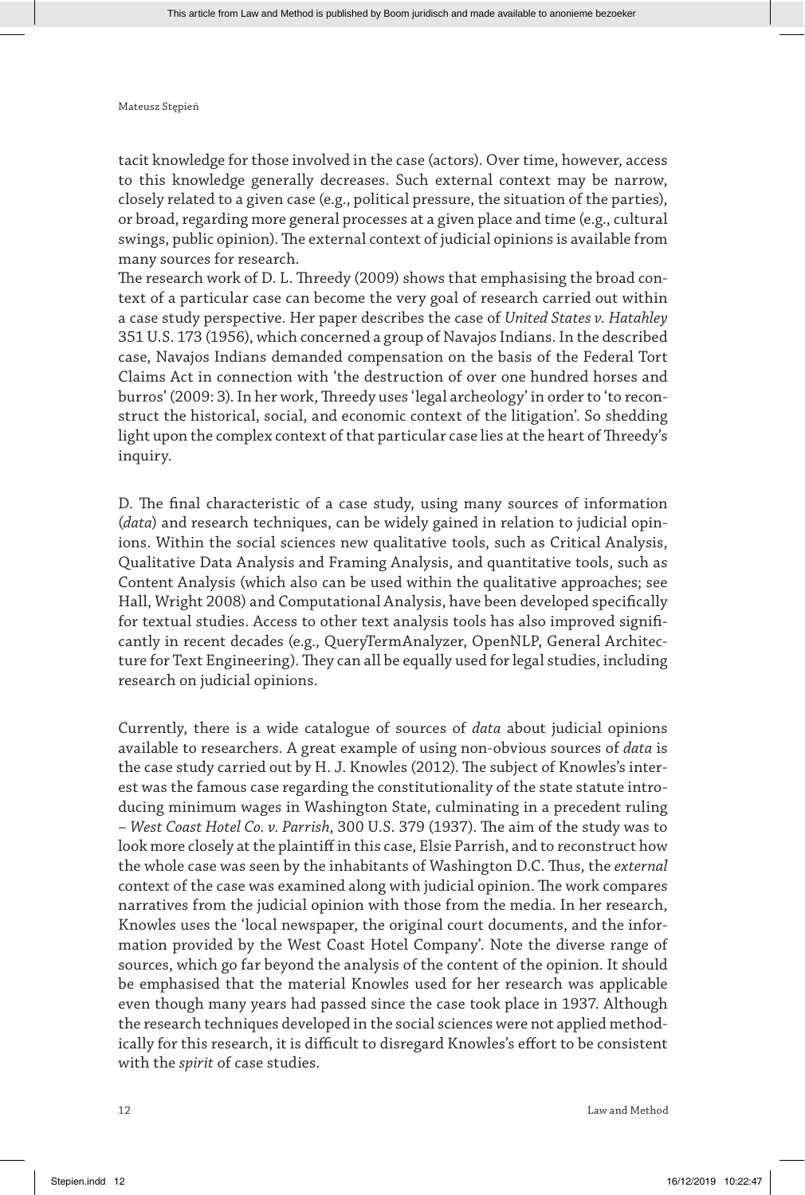tacit knowledge for those involved in the case (actors). Over time, however, access to this knowledge generally decreases. Such external context may be narrow, closely related to a given case (e.g., political pressure, the situation of the parties), or broad, regarding more general processes at a given place and time (e.g., cultural swings, public opinion). The external context of judicial opinions is available from many sources for research.

The research work of D. L. Threedy (2009) shows that emphasising the broad context of a particular case can become the very goal of research carried out within a case study perspective. Her paper describes the case of *United States v. Hatahley* 351 U.S. 173 (1956), which concerned a group of Navajos Indians. In the described case, Navajos Indians demanded compensation on the basis of the Federal Tort Claims Act in connection with 'the destruction of over one hundred horses and burros' (2009: 3). In her work, Threedy uses 'legal archeology' in order to 'to reconstruct the historical, social, and economic context of the litigation'. So shedding light upon the complex context of that particular case lies at the heart of Threedy's inquiry.

D. The final characteristic of a case study, using many sources of information (*data*) and research techniques, can be widely gained in relation to judicial opinions. Within the social sciences new qualitative tools, such as Critical Analysis, Qualitative Data Analysis and Framing Analysis, and quantitative tools, such as Content Analysis (which also can be used within the qualitative approaches; see Hall, Wright 2008) and Computational Analysis, have been developed specifically for textual studies. Access to other text analysis tools has also improved significantly in recent decades (e.g., QueryTermAnalyzer, OpenNLP, General Architecture for Text Engineering). They can all be equally used for legal studies, including research on judicial opinions.

Currently, there is a wide catalogue of sources of *data* about judicial opinions available to researchers. A great example of using non-obvious sources of *data* is the case study carried out by H. J. Knowles (2012). The subject of Knowles's interest was the famous case regarding the constitutionality of the state statute introducing minimum wages in Washington State, culminating in a precedent ruling – *West Coast Hotel Co. v. Parrish*, 300 U.S. 379 (1937). The aim of the study was to look more closely at the plaintiff in this case, Elsie Parrish, and to reconstruct how the whole case was seen by the inhabitants of Washington D.C. Thus, the *external* context of the case was examined along with judicial opinion. The work compares narratives from the judicial opinion with those from the media. In her research, Knowles uses the 'local newspaper, the original court documents, and the information provided by the West Coast Hotel Company'. Note the diverse range of sources, which go far beyond the analysis of the content of the opinion. It should be emphasised that the material Knowles used for her research was applicable even though many years had passed since the case took place in 1937. Although the research techniques developed in the social sciences were not applied methodically for this research, it is difficult to disregard Knowles's effort to be consistent with the *spirit* of case studies.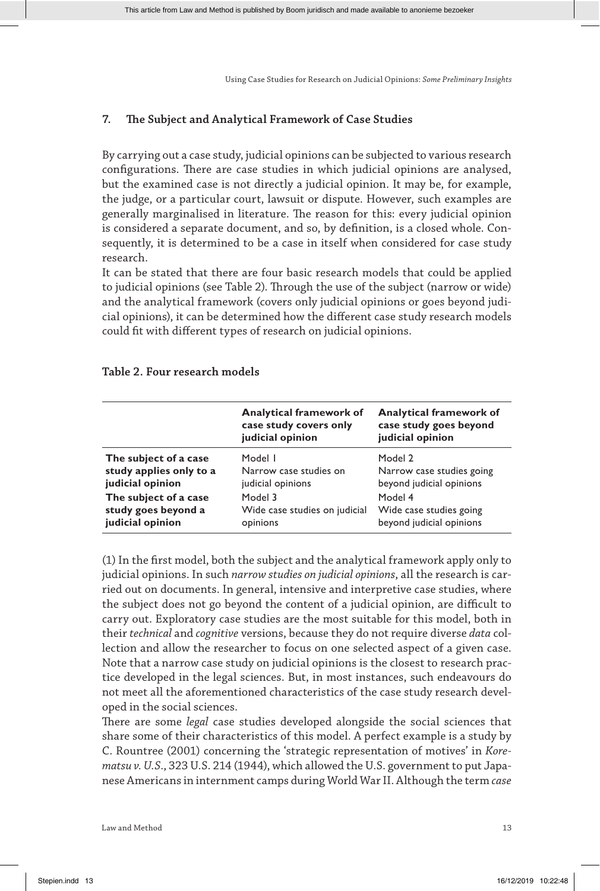## 7. The Subject and Analytical Framework of Case Studies

By carrying out a case study, judicial opinions can be subjected to various research configurations. There are case studies in which judicial opinions are analysed, but the examined case is not directly a judicial opinion. It may be, for example, the judge, or a particular court, lawsuit or dispute. However, such examples are generally marginalised in literature. The reason for this: every judicial opinion is considered a separate document, and so, by definition, is a closed whole. Consequently, it is determined to be a case in itself when considered for case study research.

It can be stated that there are four basic research models that could be applied to judicial opinions (see Table 2). Through the use of the subject (narrow or wide) and the analytical framework (covers only judicial opinions or goes beyond judicial opinions), it can be determined how the different case study research models could fit with different types of research on judicial opinions.

**Table 2. Four research models**

| | **Analytical framework of case study covers only judicial opinion** | **Analytical framework of case study goes beyond judicial opinion** |
|---|---|---|
| **The subject of a case study applies only to a judicial opinion** | Model 1<br>Narrow case studies on judicial opinions | Model 2<br>Narrow case studies going beyond judicial opinions |
| **The subject of a case study goes beyond a judicial opinion** | Model 3<br>Wide case studies on judicial opinions | Model 4<br>Wide case studies going beyond judicial opinions |

(1) In the first model, both the subject and the analytical framework apply only to judicial opinions. In such *narrow studies on judicial opinions*, all the research is carried out on documents. In general, intensive and interpretive case studies, where the subject does not go beyond the content of a judicial opinion, are difficult to carry out. Exploratory case studies are the most suitable for this model, both in their *technical* and *cognitive* versions, because they do not require diverse *data* collection and allow the researcher to focus on one selected aspect of a given case. Note that a narrow case study on judicial opinions is the closest to research practice developed in the legal sciences. But, in most instances, such endeavours do not meet all the aforementioned characteristics of the case study research developed in the social sciences.

There are some *legal* case studies developed alongside the social sciences that share some of their characteristics of this model. A perfect example is a study by C. Rountree (2001) concerning the 'strategic representation of motives' in *Korematsu v. U.S.*, 323 U.S. 214 (1944), which allowed the U.S. government to put Japanese Americans in internment camps during World War II. Although the term *case*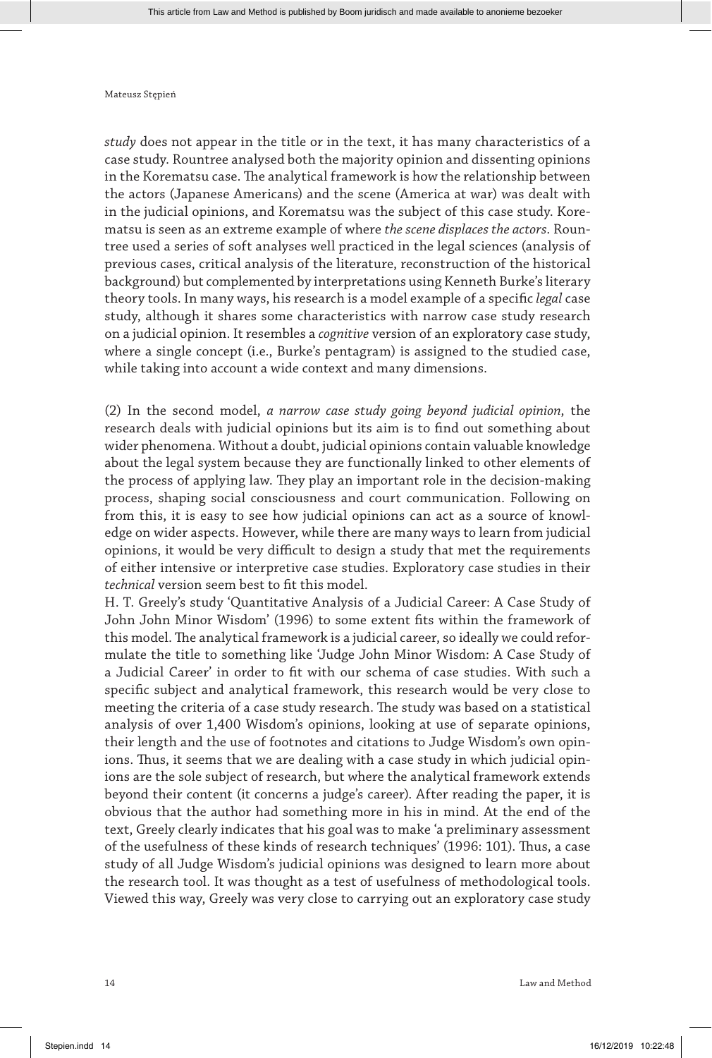*study* does not appear in the title or in the text, it has many characteristics of a case study. Rountree analysed both the majority opinion and dissenting opinions in the Korematsu case. The analytical framework is how the relationship between the actors (Japanese Americans) and the scene (America at war) was dealt with in the judicial opinions, and Korematsu was the subject of this case study. Korematsu is seen as an extreme example of where *the scene displaces the actors*. Rountree used a series of soft analyses well practiced in the legal sciences (analysis of previous cases, critical analysis of the literature, reconstruction of the historical background) but complemented by interpretations using Kenneth Burke's literary theory tools. In many ways, his research is a model example of a specific *legal* case study, although it shares some characteristics with narrow case study research on a judicial opinion. It resembles a *cognitive* version of an exploratory case study, where a single concept (i.e., Burke's pentagram) is assigned to the studied case, while taking into account a wide context and many dimensions.

(2) In the second model, *a narrow case study going beyond judicial opinion*, the research deals with judicial opinions but its aim is to find out something about wider phenomena. Without a doubt, judicial opinions contain valuable knowledge about the legal system because they are functionally linked to other elements of the process of applying law. They play an important role in the decision-making process, shaping social consciousness and court communication. Following on from this, it is easy to see how judicial opinions can act as a source of knowledge on wider aspects. However, while there are many ways to learn from judicial opinions, it would be very difficult to design a study that met the requirements of either intensive or interpretive case studies. Exploratory case studies in their *technical* version seem best to fit this model.

H. T. Greely's study 'Quantitative Analysis of a Judicial Career: A Case Study of John John Minor Wisdom' (1996) to some extent fits within the framework of this model. The analytical framework is a judicial career, so ideally we could reformulate the title to something like 'Judge John Minor Wisdom: A Case Study of a Judicial Career' in order to fit with our schema of case studies. With such a specific subject and analytical framework, this research would be very close to meeting the criteria of a case study research. The study was based on a statistical analysis of over 1,400 Wisdom's opinions, looking at use of separate opinions, their length and the use of footnotes and citations to Judge Wisdom's own opinions. Thus, it seems that we are dealing with a case study in which judicial opinions are the sole subject of research, but where the analytical framework extends beyond their content (it concerns a judge's career). After reading the paper, it is obvious that the author had something more in his in mind. At the end of the text, Greely clearly indicates that his goal was to make 'a preliminary assessment of the usefulness of these kinds of research techniques' (1996: 101). Thus, a case study of all Judge Wisdom's judicial opinions was designed to learn more about the research tool. It was thought as a test of usefulness of methodological tools. Viewed this way, Greely was very close to carrying out an exploratory case study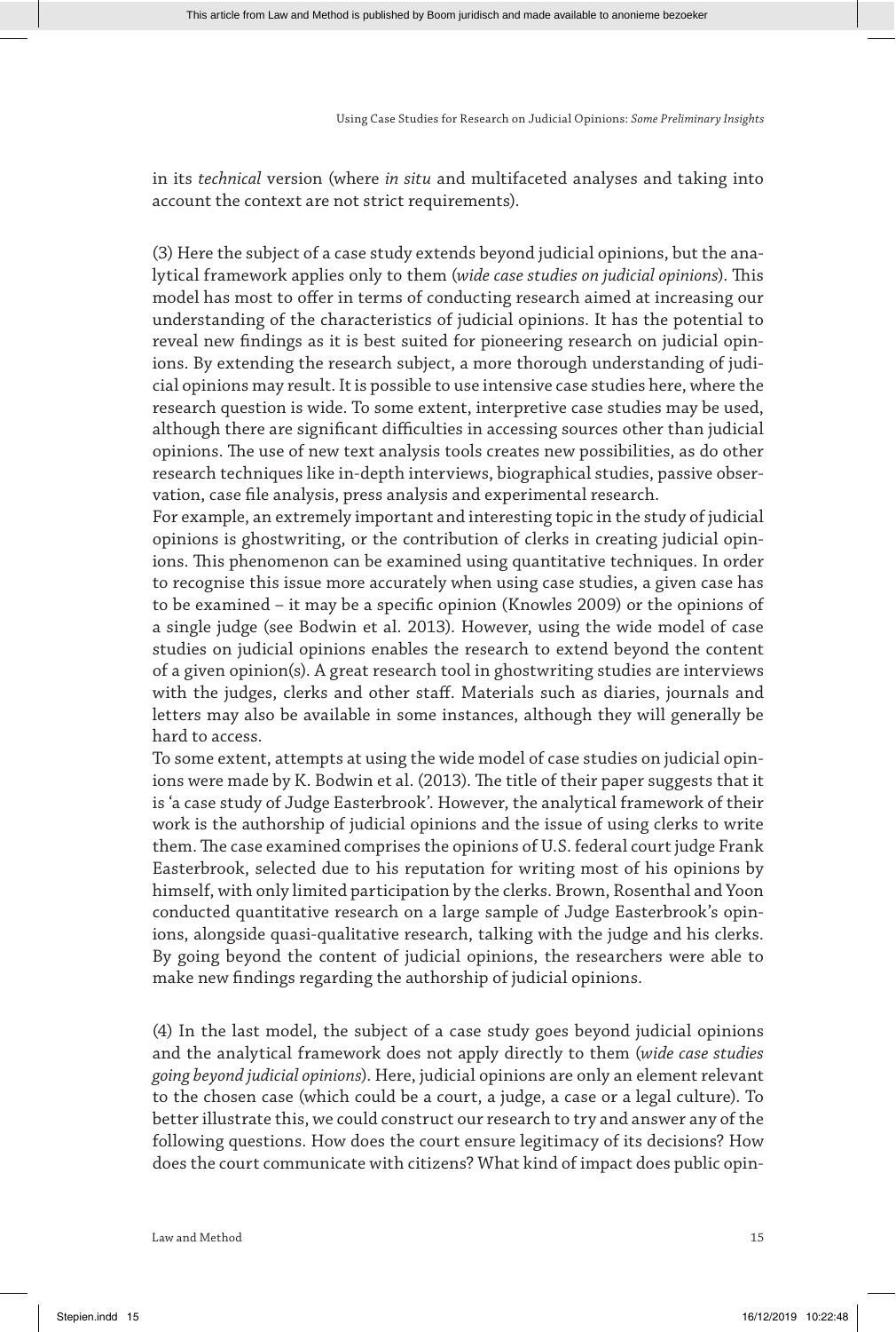in its *technical* version (where *in situ* and multifaceted analyses and taking into account the context are not strict requirements).

(3) Here the subject of a case study extends beyond judicial opinions, but the analytical framework applies only to them (*wide case studies on judicial opinions*). This model has most to offer in terms of conducting research aimed at increasing our understanding of the characteristics of judicial opinions. It has the potential to reveal new findings as it is best suited for pioneering research on judicial opinions. By extending the research subject, a more thorough understanding of judicial opinions may result. It is possible to use intensive case studies here, where the research question is wide. To some extent, interpretive case studies may be used, although there are significant difficulties in accessing sources other than judicial opinions. The use of new text analysis tools creates new possibilities, as do other research techniques like in-depth interviews, biographical studies, passive observation, case file analysis, press analysis and experimental research.

For example, an extremely important and interesting topic in the study of judicial opinions is ghostwriting, or the contribution of clerks in creating judicial opinions. This phenomenon can be examined using quantitative techniques. In order to recognise this issue more accurately when using case studies, a given case has to be examined – it may be a specific opinion (Knowles 2009) or the opinions of a single judge (see Bodwin et al. 2013). However, using the wide model of case studies on judicial opinions enables the research to extend beyond the content of a given opinion(s). A great research tool in ghostwriting studies are interviews with the judges, clerks and other staff. Materials such as diaries, journals and letters may also be available in some instances, although they will generally be hard to access.

To some extent, attempts at using the wide model of case studies on judicial opinions were made by K. Bodwin et al. (2013). The title of their paper suggests that it is 'a case study of Judge Easterbrook'. However, the analytical framework of their work is the authorship of judicial opinions and the issue of using clerks to write them. The case examined comprises the opinions of U.S. federal court judge Frank Easterbrook, selected due to his reputation for writing most of his opinions by himself, with only limited participation by the clerks. Brown, Rosenthal and Yoon conducted quantitative research on a large sample of Judge Easterbrook's opinions, alongside quasi-qualitative research, talking with the judge and his clerks. By going beyond the content of judicial opinions, the researchers were able to make new findings regarding the authorship of judicial opinions.

(4) In the last model, the subject of a case study goes beyond judicial opinions and the analytical framework does not apply directly to them (*wide case studies going beyond judicial opinions*). Here, judicial opinions are only an element relevant to the chosen case (which could be a court, a judge, a case or a legal culture). To better illustrate this, we could construct our research to try and answer any of the following questions. How does the court ensure legitimacy of its decisions? How does the court communicate with citizens? What kind of impact does public opin-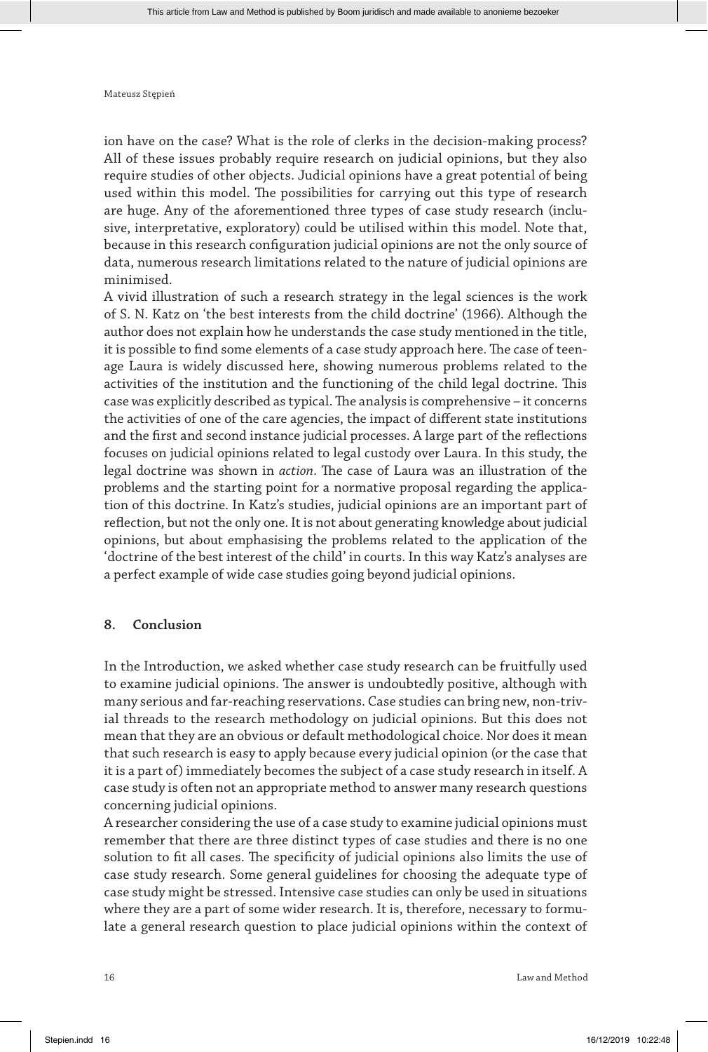ion have on the case? What is the role of clerks in the decision-making process? All of these issues probably require research on judicial opinions, but they also require studies of other objects. Judicial opinions have a great potential of being used within this model. The possibilities for carrying out this type of research are huge. Any of the aforementioned three types of case study research (inclusive, interpretative, exploratory) could be utilised within this model. Note that, because in this research configuration judicial opinions are not the only source of data, numerous research limitations related to the nature of judicial opinions are minimised.

A vivid illustration of such a research strategy in the legal sciences is the work of S. N. Katz on 'the best interests from the child doctrine' (1966). Although the author does not explain how he understands the case study mentioned in the title, it is possible to find some elements of a case study approach here. The case of teenage Laura is widely discussed here, showing numerous problems related to the activities of the institution and the functioning of the child legal doctrine. This case was explicitly described as typical. The analysis is comprehensive – it concerns the activities of one of the care agencies, the impact of different state institutions and the first and second instance judicial processes. A large part of the reflections focuses on judicial opinions related to legal custody over Laura. In this study, the legal doctrine was shown in *action*. The case of Laura was an illustration of the problems and the starting point for a normative proposal regarding the application of this doctrine. In Katz's studies, judicial opinions are an important part of reflection, but not the only one. It is not about generating knowledge about judicial opinions, but about emphasising the problems related to the application of the 'doctrine of the best interest of the child' in courts. In this way Katz's analyses are a perfect example of wide case studies going beyond judicial opinions.

## 8. Conclusion

In the Introduction, we asked whether case study research can be fruitfully used to examine judicial opinions. The answer is undoubtedly positive, although with many serious and far-reaching reservations. Case studies can bring new, non-trivial threads to the research methodology on judicial opinions. But this does not mean that they are an obvious or default methodological choice. Nor does it mean that such research is easy to apply because every judicial opinion (or the case that it is a part of) immediately becomes the subject of a case study research in itself. A case study is often not an appropriate method to answer many research questions concerning judicial opinions.

A researcher considering the use of a case study to examine judicial opinions must remember that there are three distinct types of case studies and there is no one solution to fit all cases. The specificity of judicial opinions also limits the use of case study research. Some general guidelines for choosing the adequate type of case study might be stressed. Intensive case studies can only be used in situations where they are a part of some wider research. It is, therefore, necessary to formulate a general research question to place judicial opinions within the context of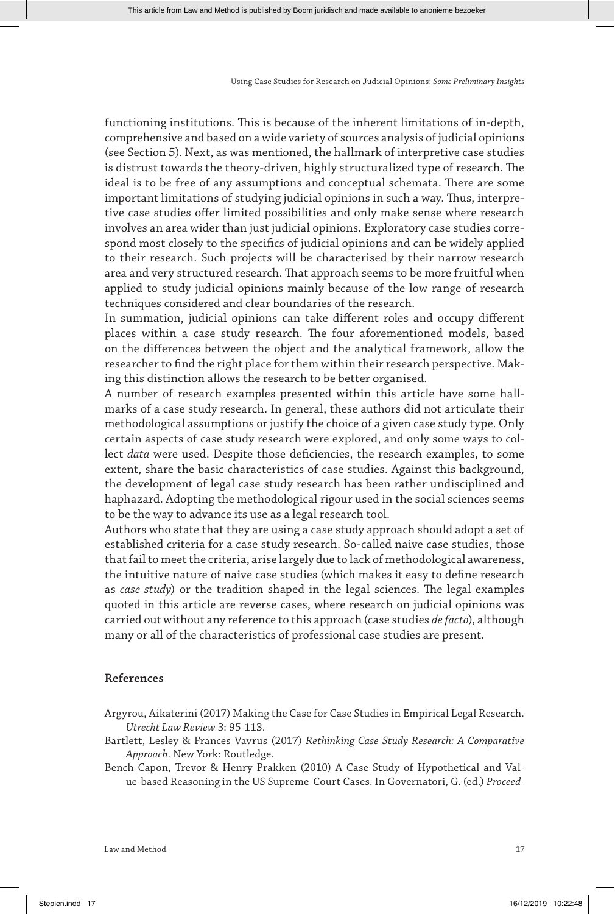functioning institutions. This is because of the inherent limitations of in-depth, comprehensive and based on a wide variety of sources analysis of judicial opinions (see Section 5). Next, as was mentioned, the hallmark of interpretive case studies is distrust towards the theory-driven, highly structuralized type of research. The ideal is to be free of any assumptions and conceptual schemata. There are some important limitations of studying judicial opinions in such a way. Thus, interpretive case studies offer limited possibilities and only make sense where research involves an area wider than just judicial opinions. Exploratory case studies correspond most closely to the specifics of judicial opinions and can be widely applied to their research. Such projects will be characterised by their narrow research area and very structured research. That approach seems to be more fruitful when applied to study judicial opinions mainly because of the low range of research techniques considered and clear boundaries of the research.

In summation, judicial opinions can take different roles and occupy different places within a case study research. The four aforementioned models, based on the differences between the object and the analytical framework, allow the researcher to find the right place for them within their research perspective. Making this distinction allows the research to be better organised.

A number of research examples presented within this article have some hallmarks of a case study research. In general, these authors did not articulate their methodological assumptions or justify the choice of a given case study type. Only certain aspects of case study research were explored, and only some ways to collect *data* were used. Despite those deficiencies, the research examples, to some extent, share the basic characteristics of case studies. Against this background, the development of legal case study research has been rather undisciplined and haphazard. Adopting the methodological rigour used in the social sciences seems to be the way to advance its use as a legal research tool.

Authors who state that they are using a case study approach should adopt a set of established criteria for a case study research. So-called naive case studies, those that fail to meet the criteria, arise largely due to lack of methodological awareness, the intuitive nature of naive case studies (which makes it easy to define research as *case study*) or the tradition shaped in the legal sciences. The legal examples quoted in this article are reverse cases, where research on judicial opinions was carried out without any reference to this approach (case studies *de facto*), although many or all of the characteristics of professional case studies are present.

## References

Argyrou, Aikaterini (2017) Making the Case for Case Studies in Empirical Legal Research. *Utrecht Law Review* 3: 95-113.

Bartlett, Lesley & Frances Vavrus (2017) *Rethinking Case Study Research: A Comparative Approach*. New York: Routledge.

Bench-Capon, Trevor & Henry Prakken (2010) A Case Study of Hypothetical and Value-based Reasoning in the US Supreme-Court Cases. In Governatori, G. (ed.) *Proceed-*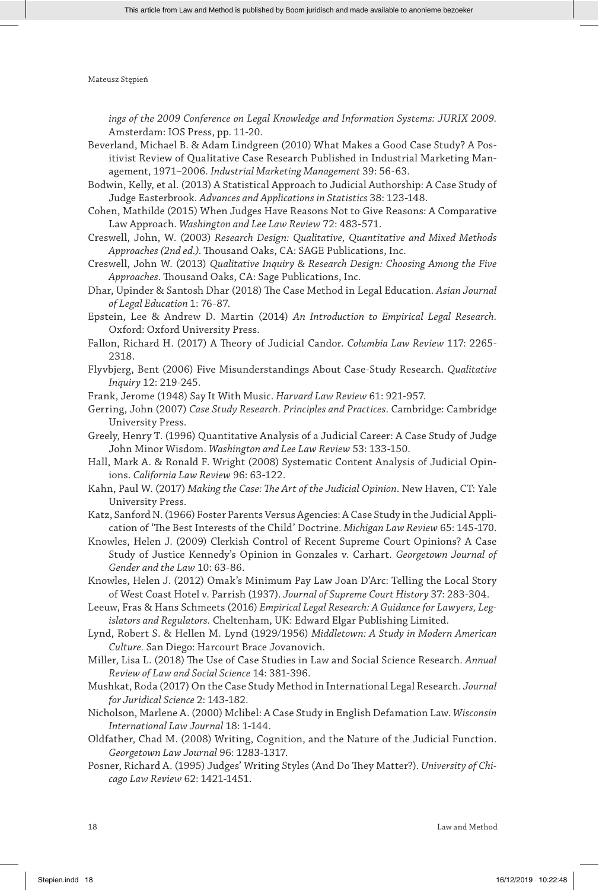*ings of the 2009 Conference on Legal Knowledge and Information Systems: JURIX 2009*. Amsterdam: IOS Press, pp. 11-20.

Beverland, Michael B. & Adam Lindgreen (2010) What Makes a Good Case Study? A Positivist Review of Qualitative Case Research Published in Industrial Marketing Management, 1971–2006. *Industrial Marketing Management* 39: 56-63.

Bodwin, Kelly, et al. (2013) A Statistical Approach to Judicial Authorship: A Case Study of Judge Easterbrook. *Advances and Applications in Statistics* 38: 123-148.

Cohen, Mathilde (2015) When Judges Have Reasons Not to Give Reasons: A Comparative Law Approach. *Washington and Lee Law Review* 72: 483-571.

Creswell, John, W. (2003) *Research Design: Qualitative, Quantitative and Mixed Methods Approaches (2nd ed.)*. Thousand Oaks, CA: SAGE Publications, Inc.

Creswell, John W. (2013) *Qualitative Inquiry & Research Design: Choosing Among the Five Approaches*. Thousand Oaks, CA: Sage Publications, Inc.

Dhar, Upinder & Santosh Dhar (2018) The Case Method in Legal Education. *Asian Journal of Legal Education* 1: 76-87.

Epstein, Lee & Andrew D. Martin (2014) *An Introduction to Empirical Legal Research*. Oxford: Oxford University Press.

Fallon, Richard H. (2017) A Theory of Judicial Candor. *Columbia Law Review* 117: 2265-2318.

Flyvbjerg, Bent (2006) Five Misunderstandings About Case-Study Research. *Qualitative Inquiry* 12: 219-245.

Frank, Jerome (1948) Say It With Music. *Harvard Law Review* 61: 921-957.

Gerring, John (2007) *Case Study Research. Principles and Practices*. Cambridge: Cambridge University Press.

Greely, Henry T. (1996) Quantitative Analysis of a Judicial Career: A Case Study of Judge John Minor Wisdom. *Washington and Lee Law Review* 53: 133-150.

Hall, Mark A. & Ronald F. Wright (2008) Systematic Content Analysis of Judicial Opinions. *California Law Review* 96: 63-122.

Kahn, Paul W. (2017) *Making the Case: The Art of the Judicial Opinion*. New Haven, CT: Yale University Press.

Katz, Sanford N. (1966) Foster Parents Versus Agencies: A Case Study in the Judicial Application of 'The Best Interests of the Child' Doctrine. *Michigan Law Review* 65: 145-170.

Knowles, Helen J. (2009) Clerkish Control of Recent Supreme Court Opinions? A Case Study of Justice Kennedy's Opinion in Gonzales v. Carhart. *Georgetown Journal of Gender and the Law* 10: 63-86.

Knowles, Helen J. (2012) Omak's Minimum Pay Law Joan D'Arc: Telling the Local Story of West Coast Hotel v. Parrish (1937). *Journal of Supreme Court History* 37: 283-304.

Leeuw, Fras & Hans Schmeets (2016) *Empirical Legal Research: A Guidance for Lawyers, Legislators and Regulators*. Cheltenham, UK: Edward Elgar Publishing Limited.

Lynd, Robert S. & Hellen M. Lynd (1929/1956) *Middletown: A Study in Modern American Culture*. San Diego: Harcourt Brace Jovanovich.

Miller, Lisa L. (2018) The Use of Case Studies in Law and Social Science Research. *Annual Review of Law and Social Science* 14: 381-396.

Mushkat, Roda (2017) On the Case Study Method in International Legal Research. *Journal for Juridical Science* 2: 143-182.

Nicholson, Marlene A. (2000) Mclibel: A Case Study in English Defamation Law. *Wisconsin International Law Journal* 18: 1-144.

Oldfather, Chad M. (2008) Writing, Cognition, and the Nature of the Judicial Function. *Georgetown Law Journal* 96: 1283-1317.

Posner, Richard A. (1995) Judges' Writing Styles (And Do They Matter?). *University of Chicago Law Review* 62: 1421-1451.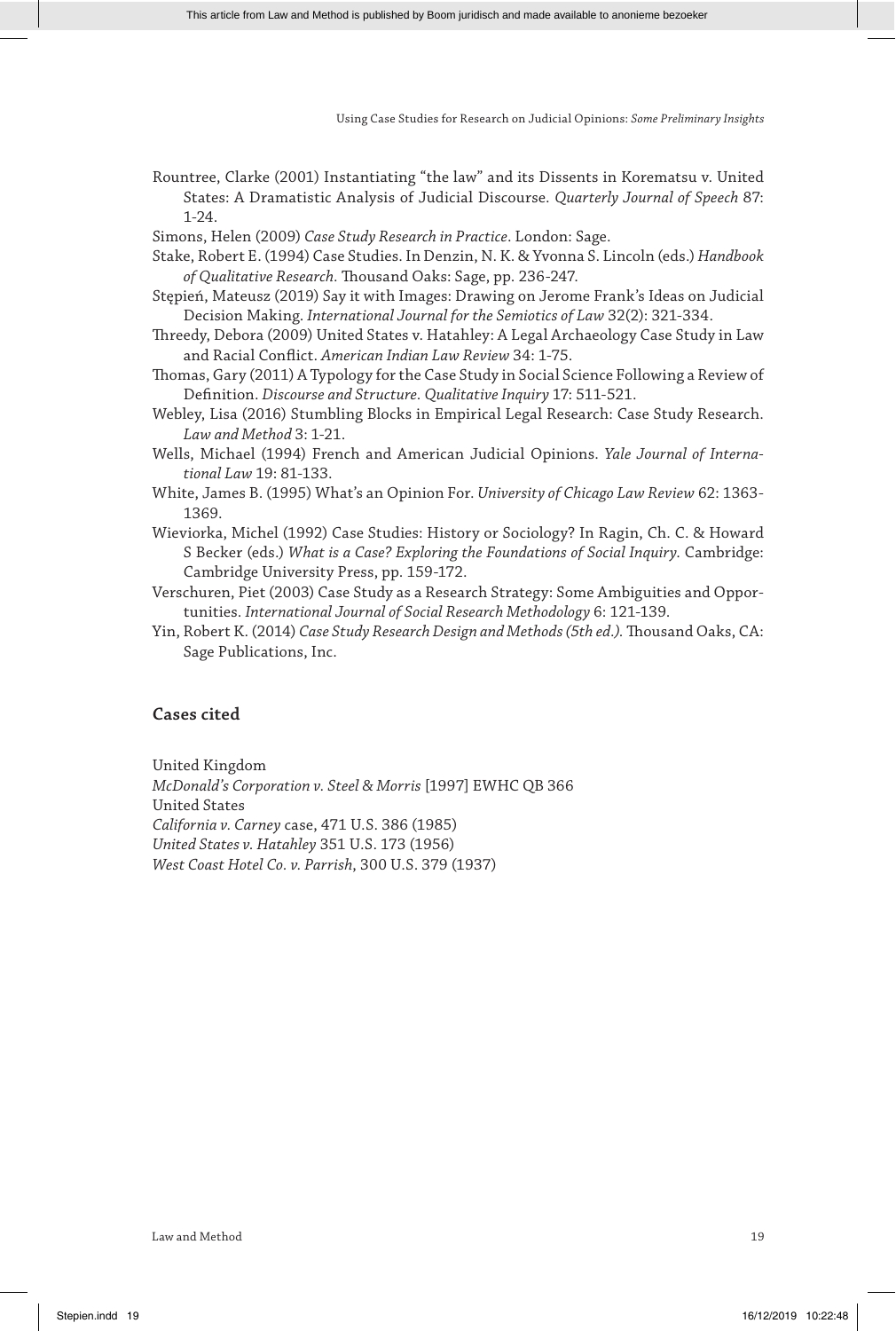Rountree, Clarke (2001) Instantiating "the law" and its Dissents in Korematsu v. United States: A Dramatistic Analysis of Judicial Discourse. *Quarterly Journal of Speech* 87: 1-24.

Simons, Helen (2009) *Case Study Research in Practice*. London: Sage.

Stake, Robert E. (1994) Case Studies. In Denzin, N. K. & Yvonna S. Lincoln (eds.) *Handbook of Qualitative Research*. Thousand Oaks: Sage, pp. 236-247.

Stępień, Mateusz (2019) Say it with Images: Drawing on Jerome Frank's Ideas on Judicial Decision Making. *International Journal for the Semiotics of Law* 32(2): 321-334.

Threedy, Debora (2009) United States v. Hatahley: A Legal Archaeology Case Study in Law and Racial Conflict. *American Indian Law Review* 34: 1-75.

Thomas, Gary (2011) A Typology for the Case Study in Social Science Following a Review of Definition. *Discourse and Structure*. *Qualitative Inquiry* 17: 511-521.

Webley, Lisa (2016) Stumbling Blocks in Empirical Legal Research: Case Study Research. *Law and Method* 3: 1-21.

Wells, Michael (1994) French and American Judicial Opinions. *Yale Journal of International Law* 19: 81-133.

White, James B. (1995) What's an Opinion For. *University of Chicago Law Review* 62: 1363-1369.

Wieviorka, Michel (1992) Case Studies: History or Sociology? In Ragin, Ch. C. & Howard S Becker (eds.) *What is a Case? Exploring the Foundations of Social Inquiry*. Cambridge: Cambridge University Press, pp. 159-172.

Verschuren, Piet (2003) Case Study as a Research Strategy: Some Ambiguities and Opportunities. *International Journal of Social Research Methodology* 6: 121-139.

Yin, Robert K. (2014) *Case Study Research Design and Methods (5th ed.)*. Thousand Oaks, CA: Sage Publications, Inc.

## Cases cited

United Kingdom

*McDonald's Corporation v. Steel & Morris* [1997] EWHC QB 366

United States

*California v. Carney* case, 471 U.S. 386 (1985)

*United States v. Hatahley* 351 U.S. 173 (1956)

*West Coast Hotel Co. v. Parrish*, 300 U.S. 379 (1937)